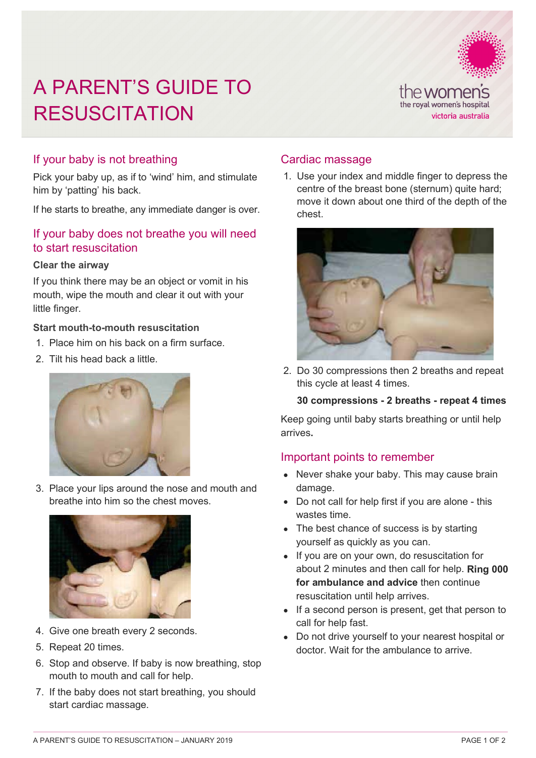# A PARENT'S GUIDE TO RESUSCITATION

## If your baby is not breathing

Pick your baby up, as if to 'wind' him, and stimulate him by 'patting' his back.

If he starts to breathe, any immediate danger is over.

## If your baby does not breathe you will need to start resuscitation

### Clear the airway

If you think there may be an object or vomit in his mouth, wipe the mouth and clear it out with your little finger.

### Start mouth-to-mouth resuscitation

1. Place him on his back on a firm surface.
2. Tilt his head back a little.
3. Place your lips around the nose and mouth and breathe into him so the chest moves.
4. Give one breath every 2 seconds.
5. Repeat 20 times.
6. Stop and observe. If baby is now breathing, stop mouth to mouth and call for help.
7. If the baby does not start breathing, you should start cardiac massage.

## Cardiac massage

1. Use your index and middle finger to depress the centre of the breast bone (sternum) quite hard; move it down about one third of the depth of the chest.
2. Do 30 compressions then 2 breaths and repeat this cycle at least 4 times.

   **30 compressions - 2 breaths - repeat 4 times**

Keep going until baby starts breathing or until help arrives**.**

## Important points to remember

- Never shake your baby. This may cause brain damage.
- Do not call for help first if you are alone - this wastes time.
- The best chance of success is by starting yourself as quickly as you can.
- If you are on your own, do resuscitation for about 2 minutes and then call for help. **Ring 000 for ambulance and advice** then continue resuscitation until help arrives.
- If a second person is present, get that person to call for help fast.
- Do not drive yourself to your nearest hospital or doctor. Wait for the ambulance to arrive.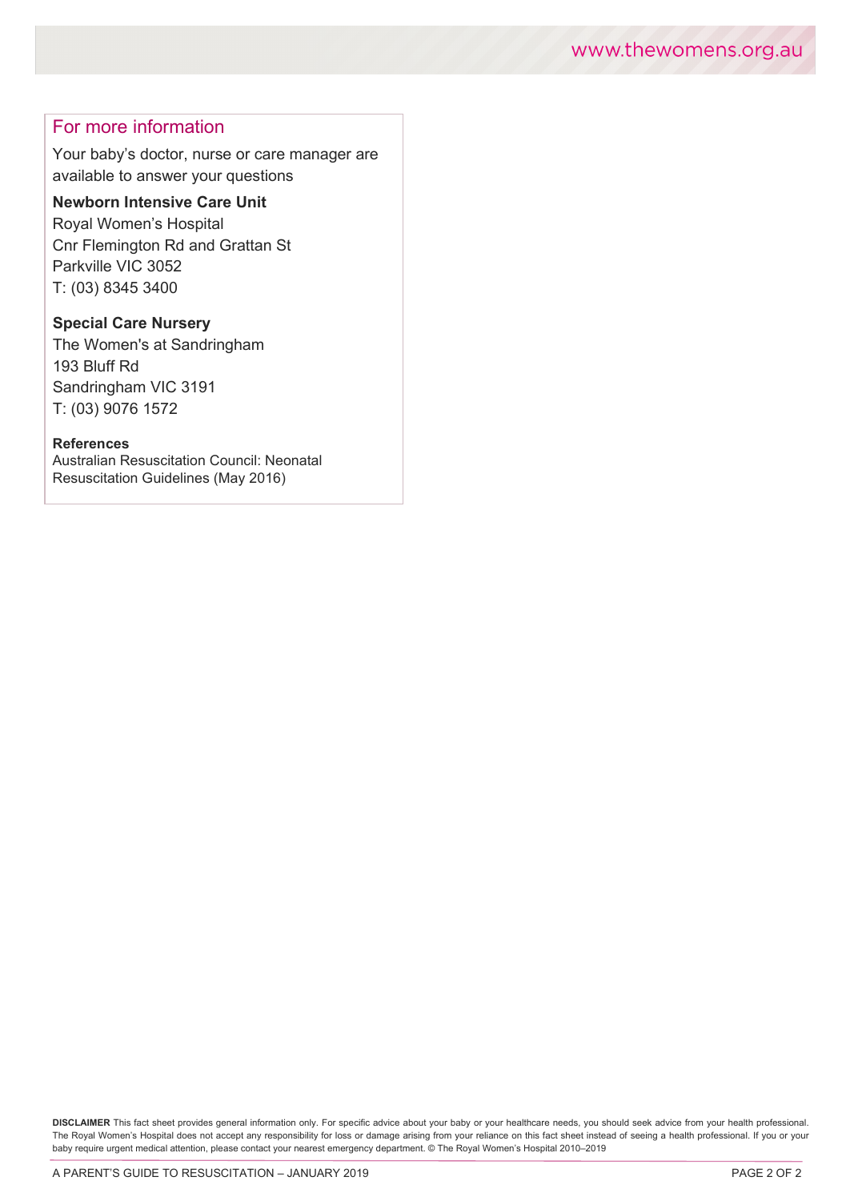## For more information

Your baby's doctor, nurse or care manager are available to answer your questions

**Newborn Intensive Care Unit**
Royal Women's Hospital
Cnr Flemington Rd and Grattan St
Parkville VIC 3052
T: (03) 8345 3400

**Special Care Nursery**
The Women's at Sandringham
193 Bluff Rd
Sandringham VIC 3191
T: (03) 9076 1572

**References**
Australian Resuscitation Council: Neonatal Resuscitation Guidelines (May 2016)

**DISCLAIMER** This fact sheet provides general information only. For specific advice about your baby or your healthcare needs, you should seek advice from your health professional. The Royal Women's Hospital does not accept any responsibility for loss or damage arising from your reliance on this fact sheet instead of seeing a health professional. If you or your baby require urgent medical attention, please contact your nearest emergency department. © The Royal Women's Hospital 2010–2019